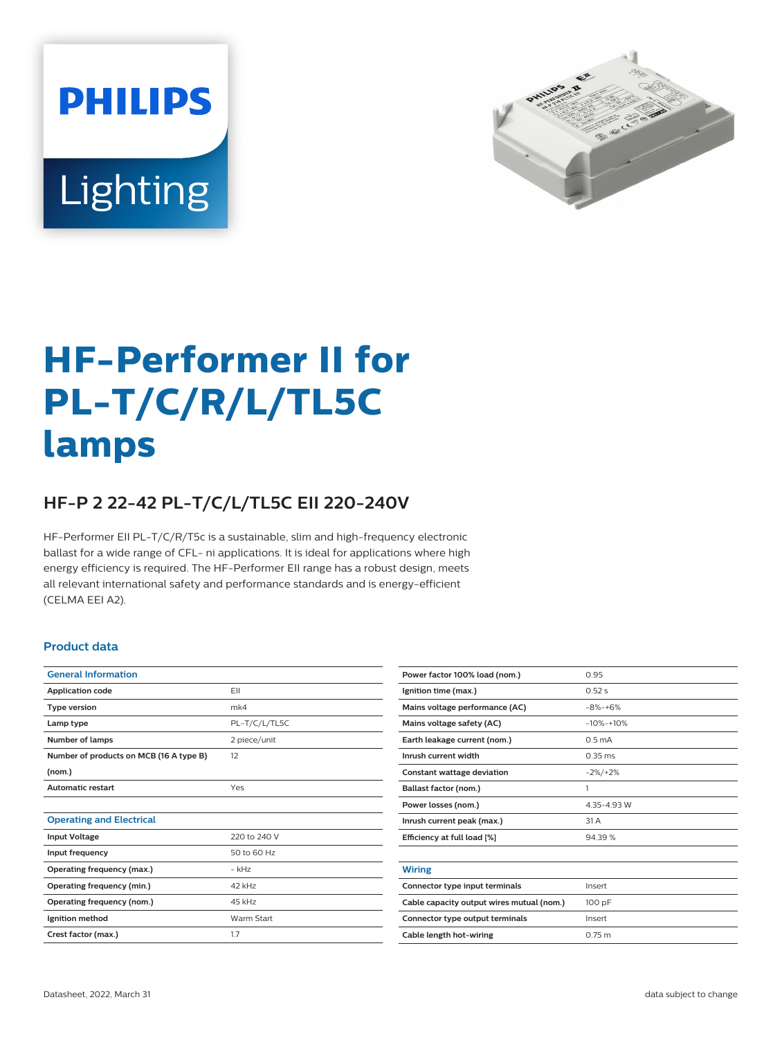PHILIPS

Lighting

# HF-Performer II for PL-T/C/R/L/TL5C lamps

## HF-P 2 22-42 PL-T/C/L/TL5C EII 220-240V

HF-Performer EII PL-T/C/R/T5c is a sustainable, slim and high-frequency electronic ballast for a wide range of CFL- ni applications. It is ideal for applications where high energy efficiency is required. The HF-Performer EII range has a robust design, meets all relevant international safety and performance standards and is energy-efficient (CELMA EEI A2).

### Product data

| General Information | |
|---|---|
| Application code | EII |
| Type version | mk4 |
| Lamp type | PL-T/C/L/TL5C |
| Number of lamps | 2 piece/unit |
| Number of products on MCB (16 A type B) (nom.) | 12 |
| Automatic restart | Yes |

| Operating and Electrical | |
|---|---|
| Input Voltage | 220 to 240 V |
| Input frequency | 50 to 60 Hz |
| Operating frequency (max.) | - kHz |
| Operating frequency (min.) | 42 kHz |
| Operating frequency (nom.) | 45 kHz |
| Ignition method | Warm Start |
| Crest factor (max.) | 1.7 |
| Power factor 100% load (nom.) | 0.95 |
| Ignition time (max.) | 0.52 s |
| Mains voltage performance (AC) | -8%-+6% |
| Mains voltage safety (AC) | -10%-+10% |
| Earth leakage current (nom.) | 0.5 mA |
| Inrush current width | 0.35 ms |
| Constant wattage deviation | -2%/+2% |
| Ballast factor (nom.) | 1 |
| Power losses (nom.) | 4.35-4.93 W |
| Inrush current peak (max.) | 31 A |
| Efficiency at full load [%] | 94.39 % |

| Wiring | |
|---|---|
| Connector type input terminals | Insert |
| Cable capacity output wires mutual (nom.) | 100 pF |
| Connector type output terminals | Insert |
| Cable length hot-wiring | 0.75 m |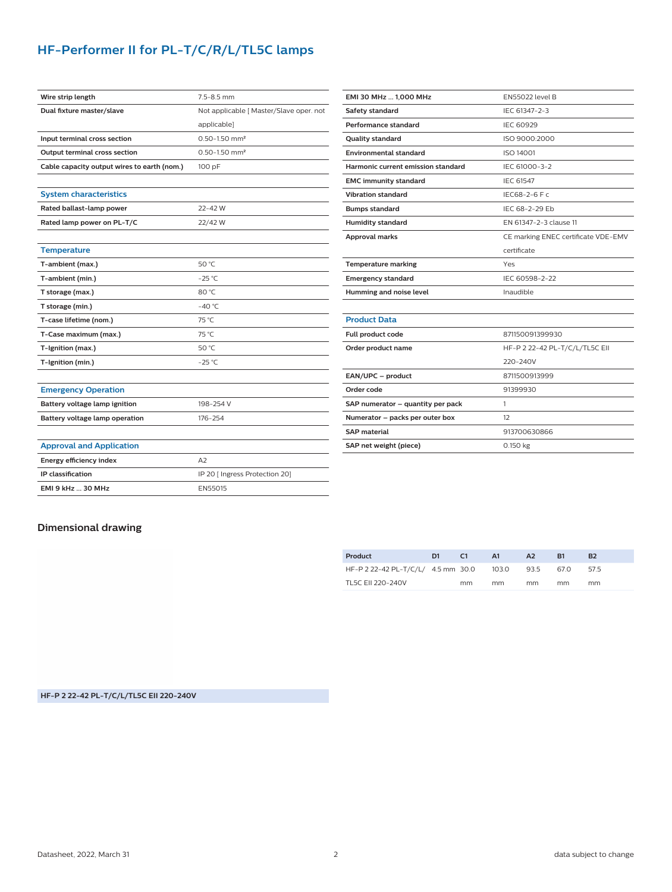## HF-Performer II for PL-T/C/R/L/TL5C lamps

| | |
|---|---|
| Wire strip length | 7.5-8.5 mm |
| Dual fixture master/slave | Not applicable [ Master/Slave oper. not applicable] |
| Input terminal cross section | 0.50-1.50 mm² |
| Output terminal cross section | 0.50-1.50 mm² |
| Cable capacity output wires to earth (nom.) | 100 pF |

### System characteristics

| | |
|---|---|
| Rated ballast-lamp power | 22-42 W |
| Rated lamp power on PL-T/C | 22/42 W |

### Temperature

| | |
|---|---|
| T-ambient (max.) | 50 °C |
| T-ambient (min.) | -25 °C |
| T storage (max.) | 80 °C |
| T storage (min.) | -40 °C |
| T-case lifetime (nom.) | 75 °C |
| T-Case maximum (max.) | 75 °C |
| T-Ignition (max.) | 50 °C |
| T-Ignition (min.) | -25 °C |

### Emergency Operation

| | |
|---|---|
| Battery voltage lamp ignition | 198-254 V |
| Battery voltage lamp operation | 176-254 |

### Approval and Application

| | |
|---|---|
| Energy efficiency index | A2 |
| IP classification | IP 20 [ Ingress Protection 20] |
| EMI 9 kHz ... 30 MHz | EN55015 |
| EMI 30 MHz ... 1,000 MHz | EN55022 level B |
| Safety standard | IEC 61347-2-3 |
| Performance standard | IEC 60929 |
| Quality standard | ISO 9000:2000 |
| Environmental standard | ISO 14001 |
| Harmonic current emission standard | IEC 61000-3-2 |
| EMC immunity standard | IEC 61547 |
| Vibration standard | IEC68-2-6 F c |
| Bumps standard | IEC 68-2-29 Eb |
| Humidity standard | EN 61347-2-3 clause 11 |
| Approval marks | CE marking ENEC certificate VDE-EMV certificate |
| Temperature marking | Yes |
| Emergency standard | IEC 60598-2-22 |
| Humming and noise level | Inaudible |

### Product Data

| | |
|---|---|
| Full product code | 871150091399930 |
| Order product name | HF-P 2 22-42 PL-T/C/L/TL5C EII 220-240V |
| EAN/UPC – product | 8711500913999 |
| Order code | 91399930 |
| SAP numerator – quantity per pack | 1 |
| Numerator – packs per outer box | 12 |
| SAP material | 913700630866 |
| SAP net weight (piece) | 0.150 kg |

## Dimensional drawing

HF-P 2 22-42 PL-T/C/L/TL5C EII 220-240V

| Product | D1 | C1 | A1 | A2 | B1 | B2 |
|---|---|---|---|---|---|---|
| HF-P 2 22-42 PL-T/C/L/TL5C EII 220-240V | 4.5 mm | 30.0 mm | 103.0 mm | 93.5 mm | 67.0 mm | 57.5 mm |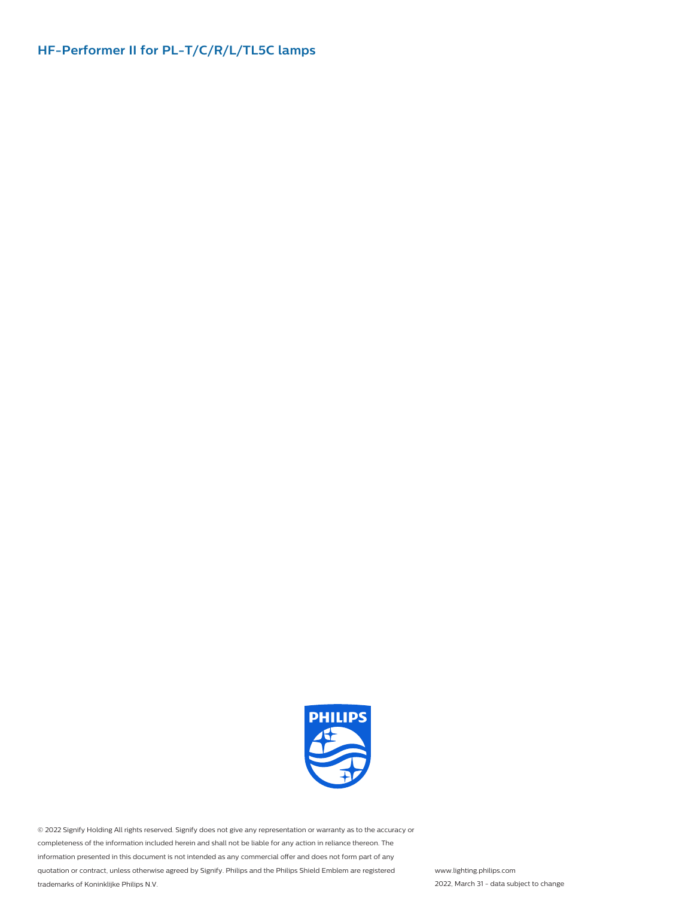© 2022 Signify Holding All rights reserved. Signify does not give any representation or warranty as to the accuracy or completeness of the information included herein and shall not be liable for any action in reliance thereon. The information presented in this document is not intended as any commercial offer and does not form part of any quotation or contract, unless otherwise agreed by Signify. Philips and the Philips Shield Emblem are registered trademarks of Koninklijke Philips N.V.

www.lighting.philips.com

2022, March 31 - data subject to change